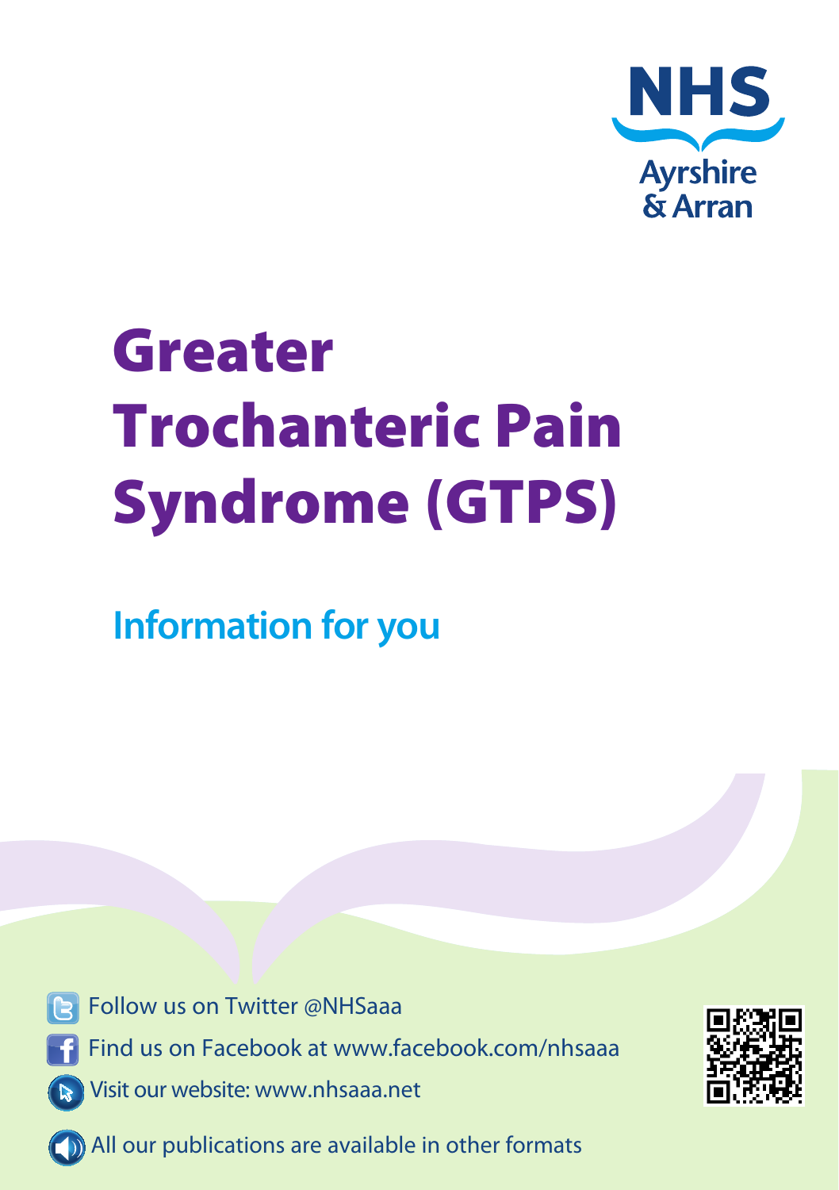NHS Ayrshire & Arran

# Greater Trochanteric Pain Syndrome (GTPS)

## Information for you

Follow us on Twitter @NHSaaa

Find us on Facebook at www.facebook.com/nhsaaa

Visit our website: www.nhsaaa.net

All our publications are available in other formats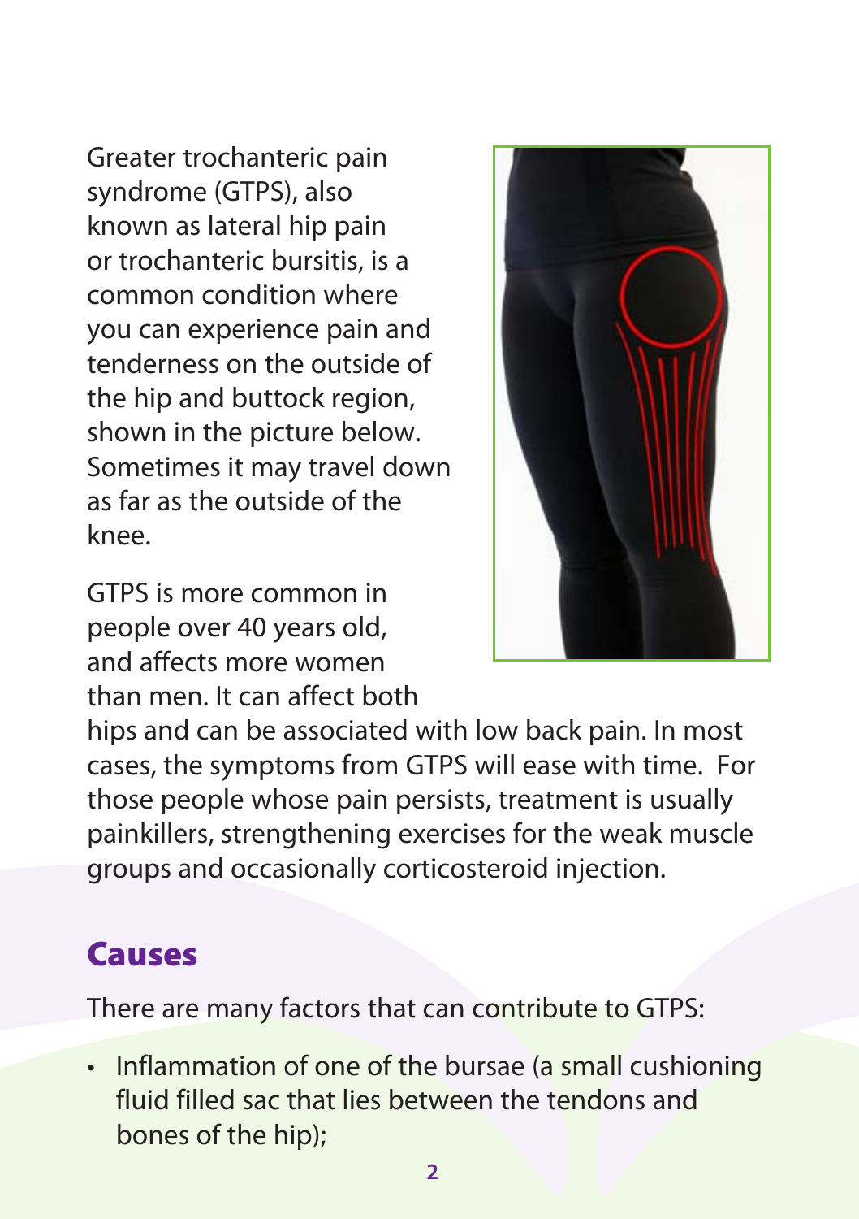Greater trochanteric pain syndrome (GTPS), also known as lateral hip pain or trochanteric bursitis, is a common condition where you can experience pain and tenderness on the outside of the hip and buttock region, shown in the picture below. Sometimes it may travel down as far as the outside of the knee.

GTPS is more common in people over 40 years old, and affects more women than men. It can affect both hips and can be associated with low back pain. In most cases, the symptoms from GTPS will ease with time. For those people whose pain persists, treatment is usually painkillers, strengthening exercises for the weak muscle groups and occasionally corticosteroid injection.

## Causes

There are many factors that can contribute to GTPS:

- Inflammation of one of the bursae (a small cushioning fluid filled sac that lies between the tendons and bones of the hip);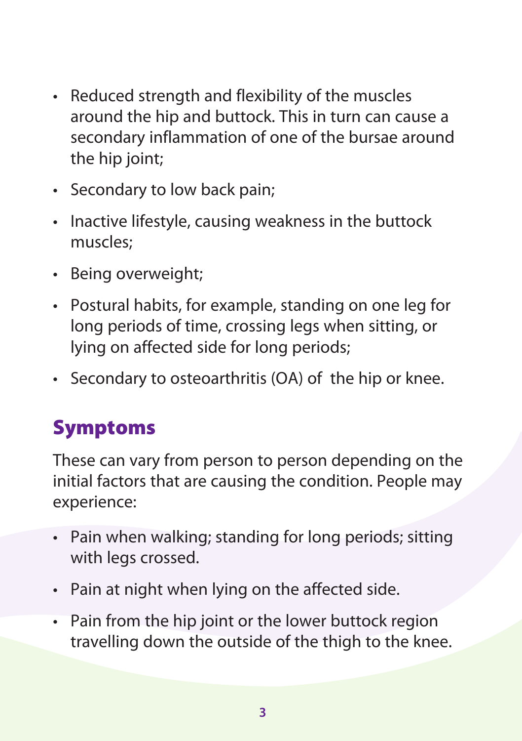- Reduced strength and flexibility of the muscles around the hip and buttock. This in turn can cause a secondary inflammation of one of the bursae around the hip joint;
- Secondary to low back pain;
- Inactive lifestyle, causing weakness in the buttock muscles;
- Being overweight;
- Postural habits, for example, standing on one leg for long periods of time, crossing legs when sitting, or lying on affected side for long periods;
- Secondary to osteoarthritis (OA) of the hip or knee.

## Symptoms

These can vary from person to person depending on the initial factors that are causing the condition. People may experience:

- Pain when walking; standing for long periods; sitting with legs crossed.
- Pain at night when lying on the affected side.
- Pain from the hip joint or the lower buttock region travelling down the outside of the thigh to the knee.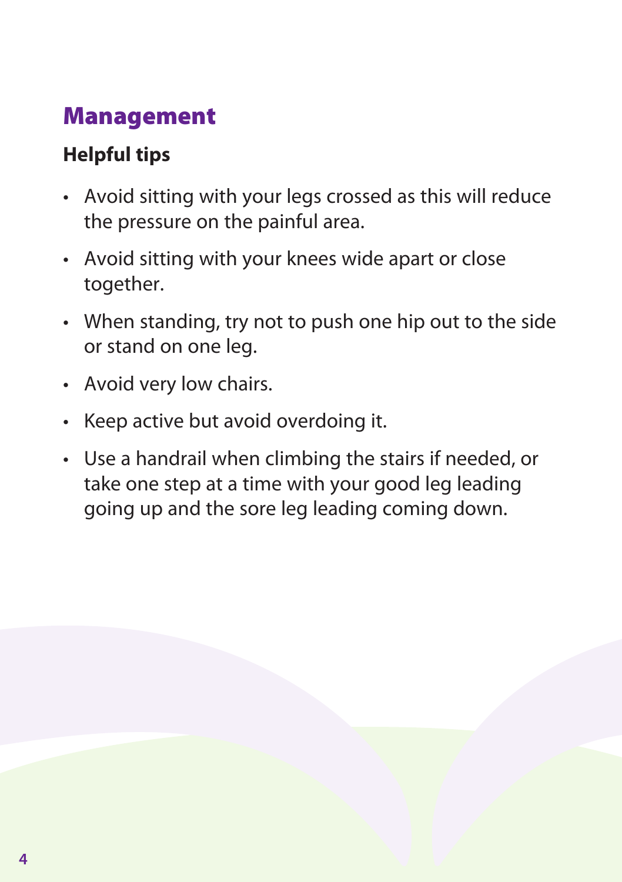## Management

### Helpful tips

- Avoid sitting with your legs crossed as this will reduce the pressure on the painful area.
- Avoid sitting with your knees wide apart or close together.
- When standing, try not to push one hip out to the side or stand on one leg.
- Avoid very low chairs.
- Keep active but avoid overdoing it.
- Use a handrail when climbing the stairs if needed, or take one step at a time with your good leg leading going up and the sore leg leading coming down.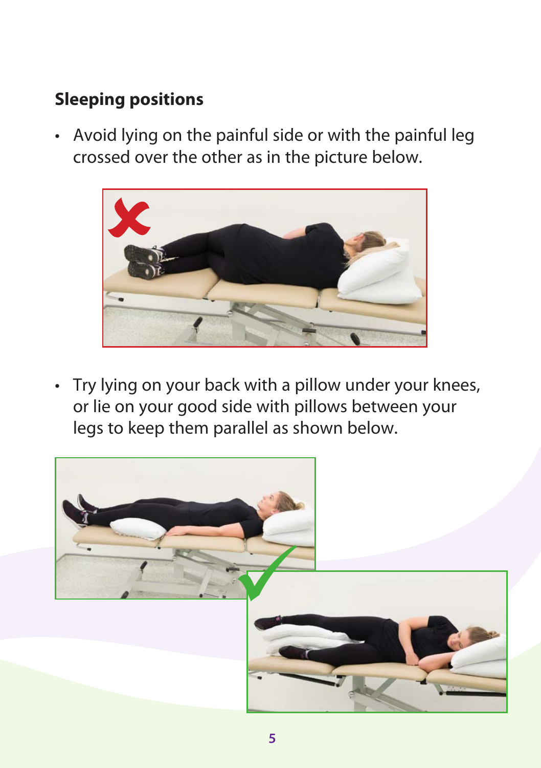## Sleeping positions

- Avoid lying on the painful side or with the painful leg crossed over the other as in the picture below.

- Try lying on your back with a pillow under your knees, or lie on your good side with pillows between your legs to keep them parallel as shown below.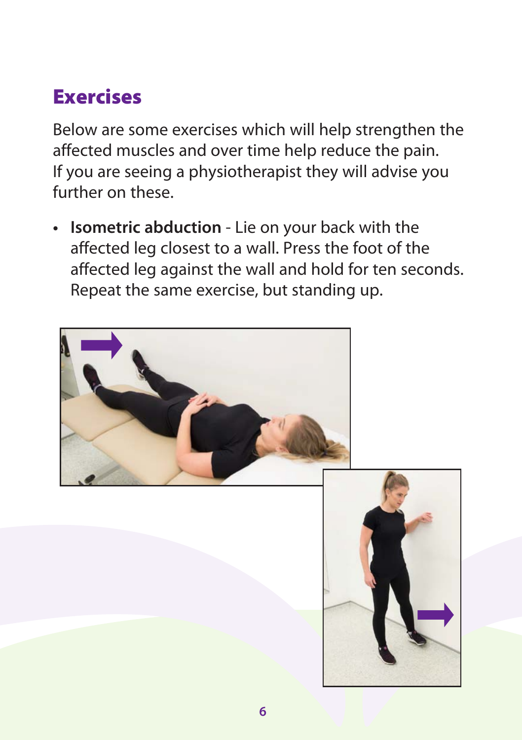## Exercises

Below are some exercises which will help strengthen the affected muscles and over time help reduce the pain. If you are seeing a physiotherapist they will advise you further on these.

- **Isometric abduction** - Lie on your back with the affected leg closest to a wall. Press the foot of the affected leg against the wall and hold for ten seconds. Repeat the same exercise, but standing up.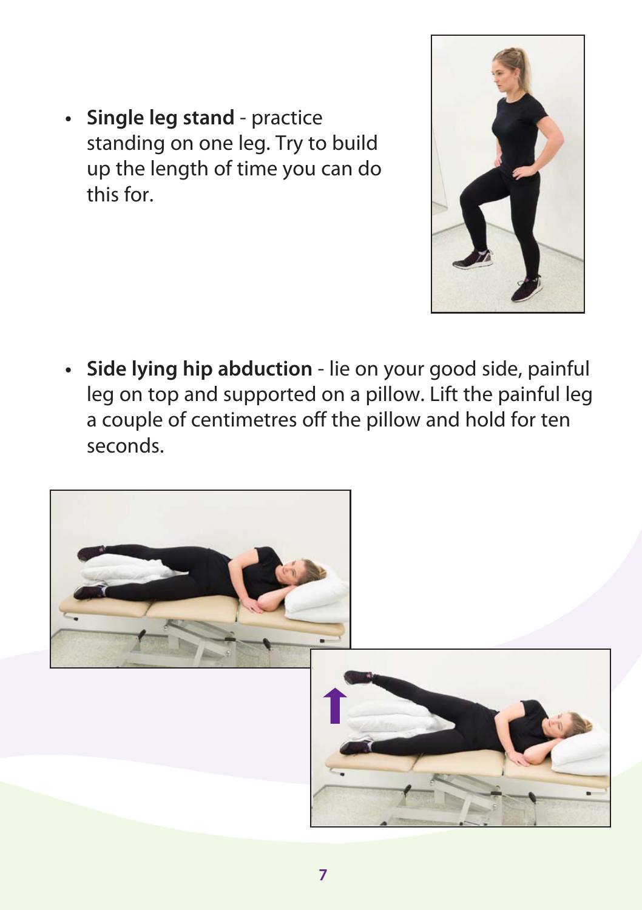- **Single leg stand** - practice standing on one leg. Try to build up the length of time you can do this for.

- **Side lying hip abduction** - lie on your good side, painful leg on top and supported on a pillow. Lift the painful leg a couple of centimetres off the pillow and hold for ten seconds.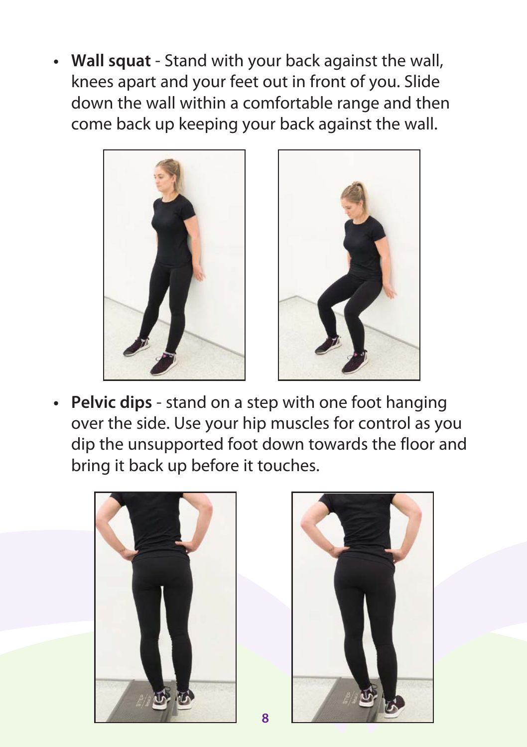- **Wall squat** - Stand with your back against the wall, knees apart and your feet out in front of you. Slide down the wall within a comfortable range and then come back up keeping your back against the wall.

- **Pelvic dips** - stand on a step with one foot hanging over the side. Use your hip muscles for control as you dip the unsupported foot down towards the floor and bring it back up before it touches.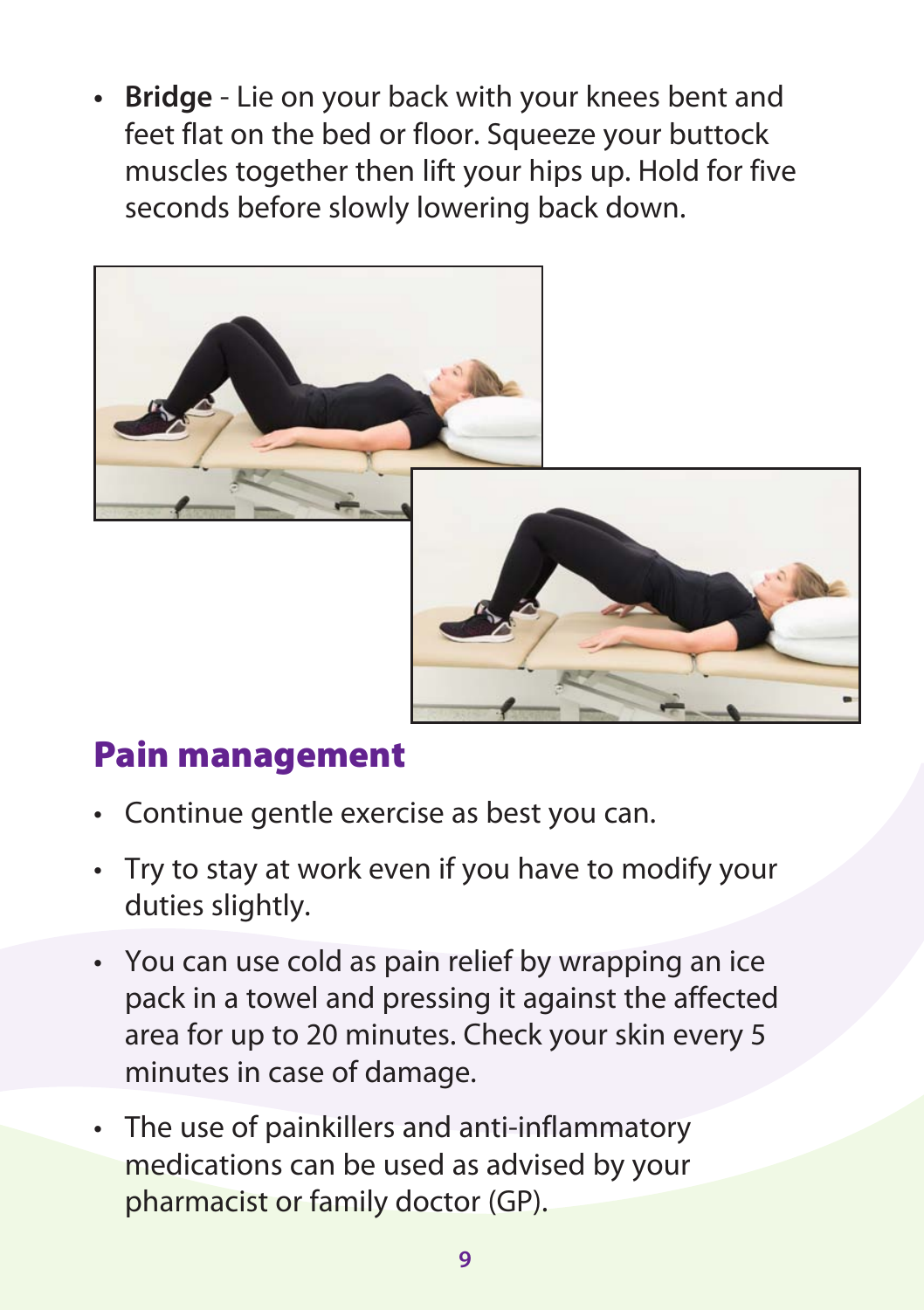- **Bridge** - Lie on your back with your knees bent and feet flat on the bed or floor. Squeeze your buttock muscles together then lift your hips up. Hold for five seconds before slowly lowering back down.

## Pain management

- Continue gentle exercise as best you can.
- Try to stay at work even if you have to modify your duties slightly.
- You can use cold as pain relief by wrapping an ice pack in a towel and pressing it against the affected area for up to 20 minutes. Check your skin every 5 minutes in case of damage.
- The use of painkillers and anti-inflammatory medications can be used as advised by your pharmacist or family doctor (GP).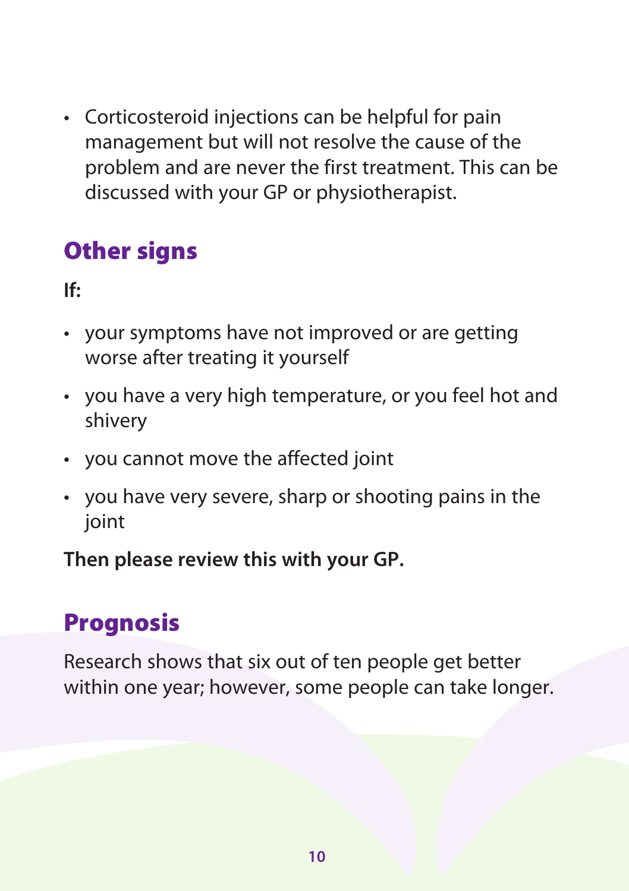- Corticosteroid injections can be helpful for pain management but will not resolve the cause of the problem and are never the first treatment. This can be discussed with your GP or physiotherapist.

## Other signs

**If:**

- your symptoms have not improved or are getting worse after treating it yourself
- you have a very high temperature, or you feel hot and shivery
- you cannot move the affected joint
- you have very severe, sharp or shooting pains in the joint

**Then please review this with your GP.**

## Prognosis

Research shows that six out of ten people get better within one year; however, some people can take longer.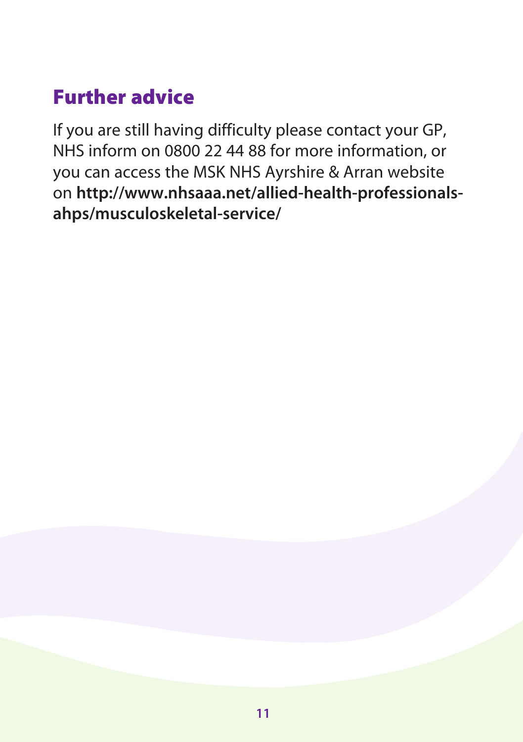## Further advice

If you are still having difficulty please contact your GP, NHS inform on 0800 22 44 88 for more information, or you can access the MSK NHS Ayrshire & Arran website on **http://www.nhsaaa.net/allied-health-professionals-ahps/musculoskeletal-service/**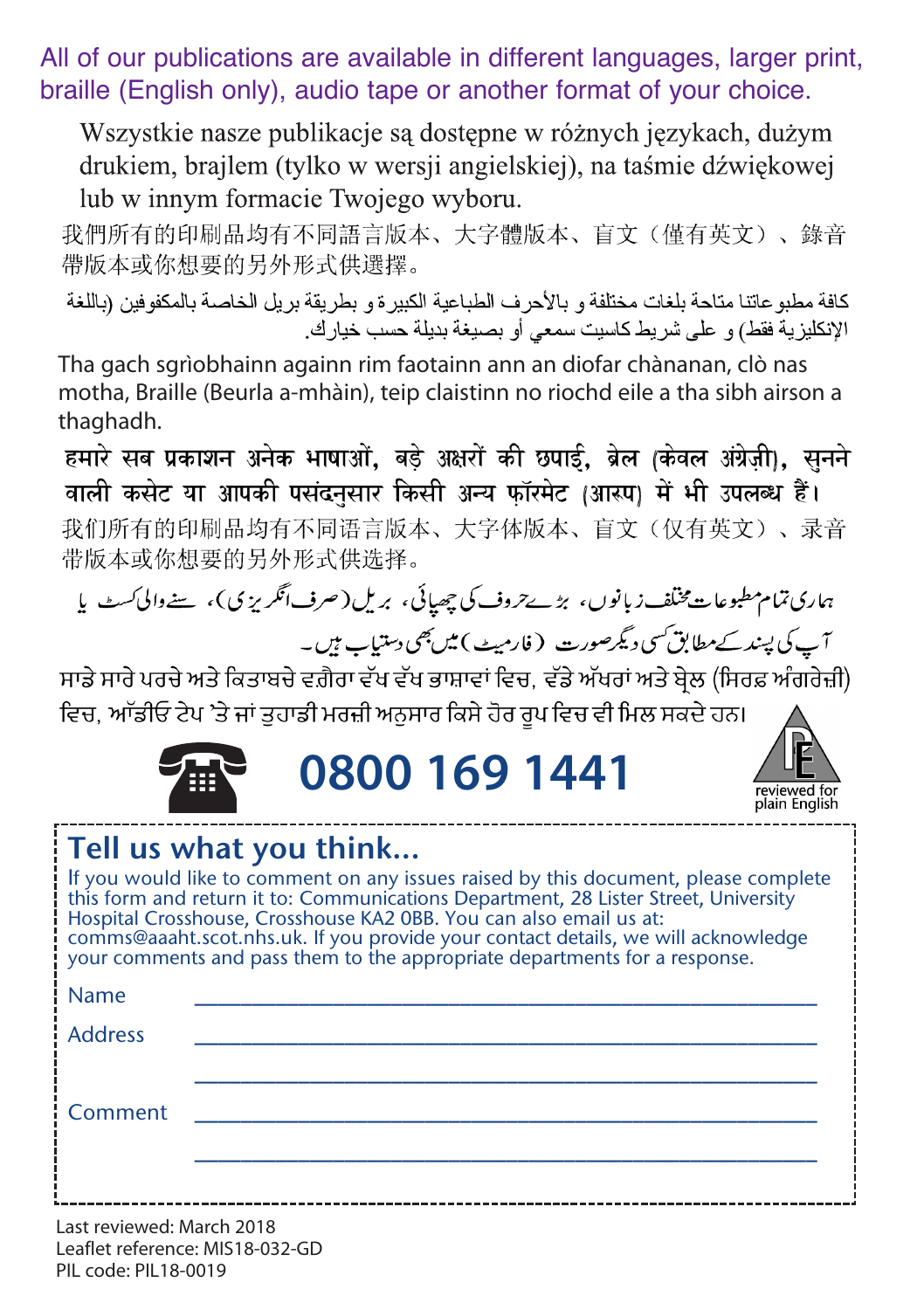All of our publications are available in different languages, larger print, braille (English only), audio tape or another format of your choice.

Wszystkie nasze publikacje są dostępne w różnych językach, dużym drukiem, brajlem (tylko w wersji angielskiej), na taśmie dźwiękowej lub w innym formacie Twojego wyboru.

我們所有的印刷品均有不同語言版本、大字體版本、盲文（僅有英文）、錄音帶版本或你想要的另外形式供選擇。

كافة مطبوعاتنا متاحة بلغات مختلفة و بالأحرف الطباعية الكبيرة و بطريقة بريل الخاصة بالمكفوفين (باللغة الإنكليزية فقط) و على شريط كاسيت سمعي أو بصيغة بديلة حسب خيارك.

Tha gach sgrìobhainn againn rim faotainn ann an diofar chànanan, clò nas motha, Braille (Beurla a-mhàin), teip claistinn no riochd eile a tha sibh airson a thaghadh.

हमारे सब प्रकाशन अनेक भाषाओं, बड़े अक्षरों की छपाई, ब्रेल (केवल अंग्रेज़ी), सुनने वाली कसेट या आपकी पसंदनुसार किसी अन्य फ़ॉरमेट (आरूप) में भी उपलब्ध हैं।

我们所有的印刷品均有不同语言版本、大字体版本、盲文（仅有英文）、录音带版本或你想要的另外形式供选择。

ہماری تمام مطبوعات مختلف زبانوں، بڑے حروف کی چھپائی، بریل (صرف انگریزی)، سننے والی کیسٹ یا آپ کی پسند کے مطابق کسی دیگر صورت (فارمیٹ) میں بھی دستیاب ہیں۔

ਸਾਡੇ ਸਾਰੇ ਪਰਚੇ ਅਤੇ ਕਿਤਾਬਚੇ ਵਗ਼ੈਰਾ ਵੱਖ ਵੱਖ ਭਾਸ਼ਾਵਾਂ ਵਿਚ, ਵੱਡੇ ਅੱਖਰਾਂ ਅਤੇ ਬ੍ਰੇਲ (ਸਿਰਫ਼ ਅੰਗਰੇਜ਼ੀ) ਵਿਚ, ਆੱਡੀਓ ਟੇਪ 'ਤੇ ਜਾਂ ਤੁਹਾਡੀ ਮਰਜ਼ੀ ਅਨੁਸਾਰ ਕਿਸੇ ਹੋਰ ਰੂਪ ਵਿਚ ਵੀ ਮਿਲ ਸਕਦੇ ਹਨ।

**0800 169 1441**

reviewed for plain English

## Tell us what you think...

If you would like to comment on any issues raised by this document, please complete this form and return it to: Communications Department, 28 Lister Street, University Hospital Crosshouse, Crosshouse KA2 0BB. You can also email us at: comms@aaaht.scot.nhs.uk. If you provide your contact details, we will acknowledge your comments and pass them to the appropriate departments for a response.

Name ____________________________________________

Address ____________________________________________

____________________________________________

Comment ____________________________________________

____________________________________________

Last reviewed: March 2018
Leaflet reference: MIS18-032-GD
PIL code: PIL18-0019